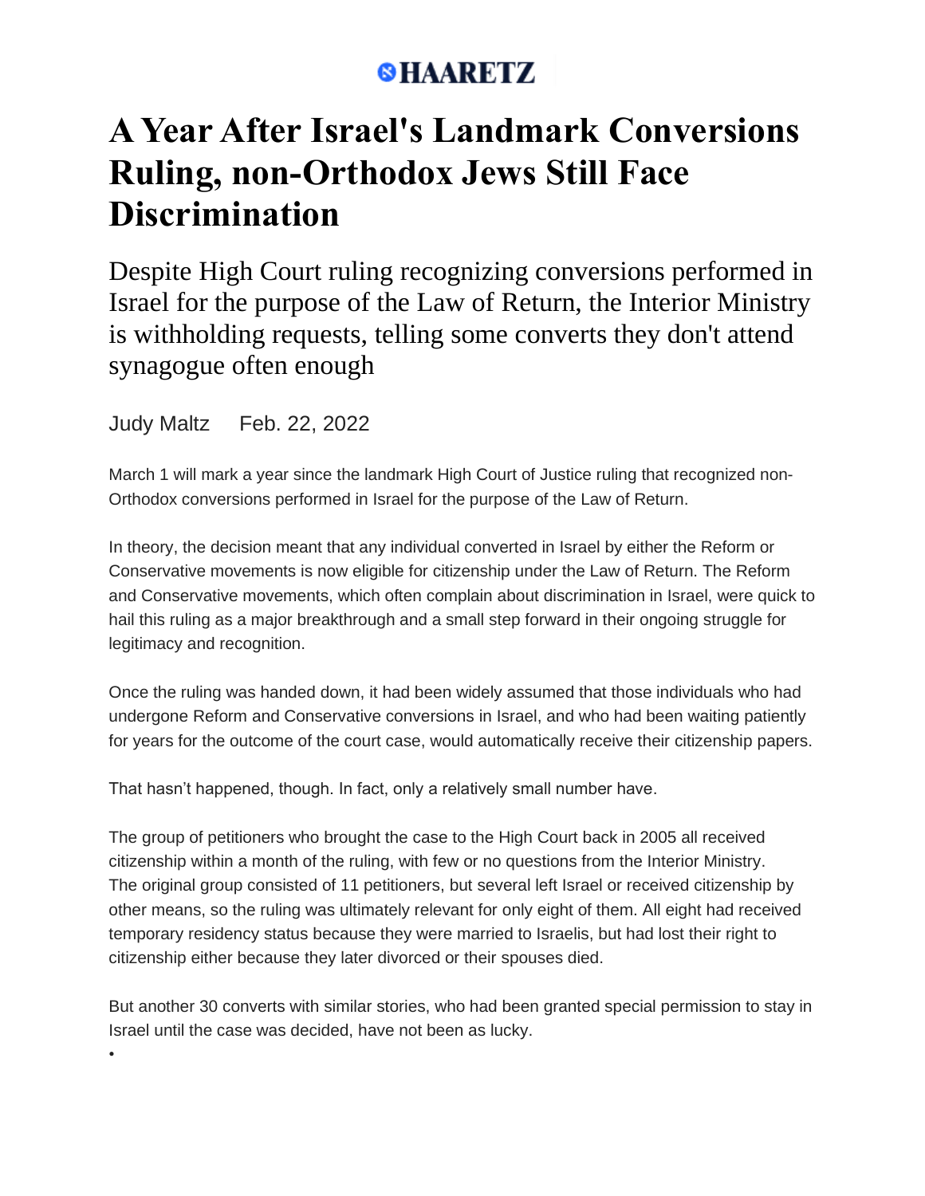HAARETZ

# A Year After Israel's Landmark Conversions Ruling, non-Orthodox Jews Still Face Discrimination

Despite High Court ruling recognizing conversions performed in Israel for the purpose of the Law of Return, the Interior Ministry is withholding requests, telling some converts they don't attend synagogue often enough

Judy Maltz Feb. 22, 2022

March 1 will mark a year since the landmark High Court of Justice ruling that recognized non-Orthodox conversions performed in Israel for the purpose of the Law of Return.

In theory, the decision meant that any individual converted in Israel by either the Reform or Conservative movements is now eligible for citizenship under the Law of Return. The Reform and Conservative movements, which often complain about discrimination in Israel, were quick to hail this ruling as a major breakthrough and a small step forward in their ongoing struggle for legitimacy and recognition.

Once the ruling was handed down, it had been widely assumed that those individuals who had undergone Reform and Conservative conversions in Israel, and who had been waiting patiently for years for the outcome of the court case, would automatically receive their citizenship papers.

That hasn't happened, though. In fact, only a relatively small number have.

The group of petitioners who brought the case to the High Court back in 2005 all received citizenship within a month of the ruling, with few or no questions from the Interior Ministry. The original group consisted of 11 petitioners, but several left Israel or received citizenship by other means, so the ruling was ultimately relevant for only eight of them. All eight had received temporary residency status because they were married to Israelis, but had lost their right to citizenship either because they later divorced or their spouses died.

But another 30 converts with similar stories, who had been granted special permission to stay in Israel until the case was decided, have not been as lucky.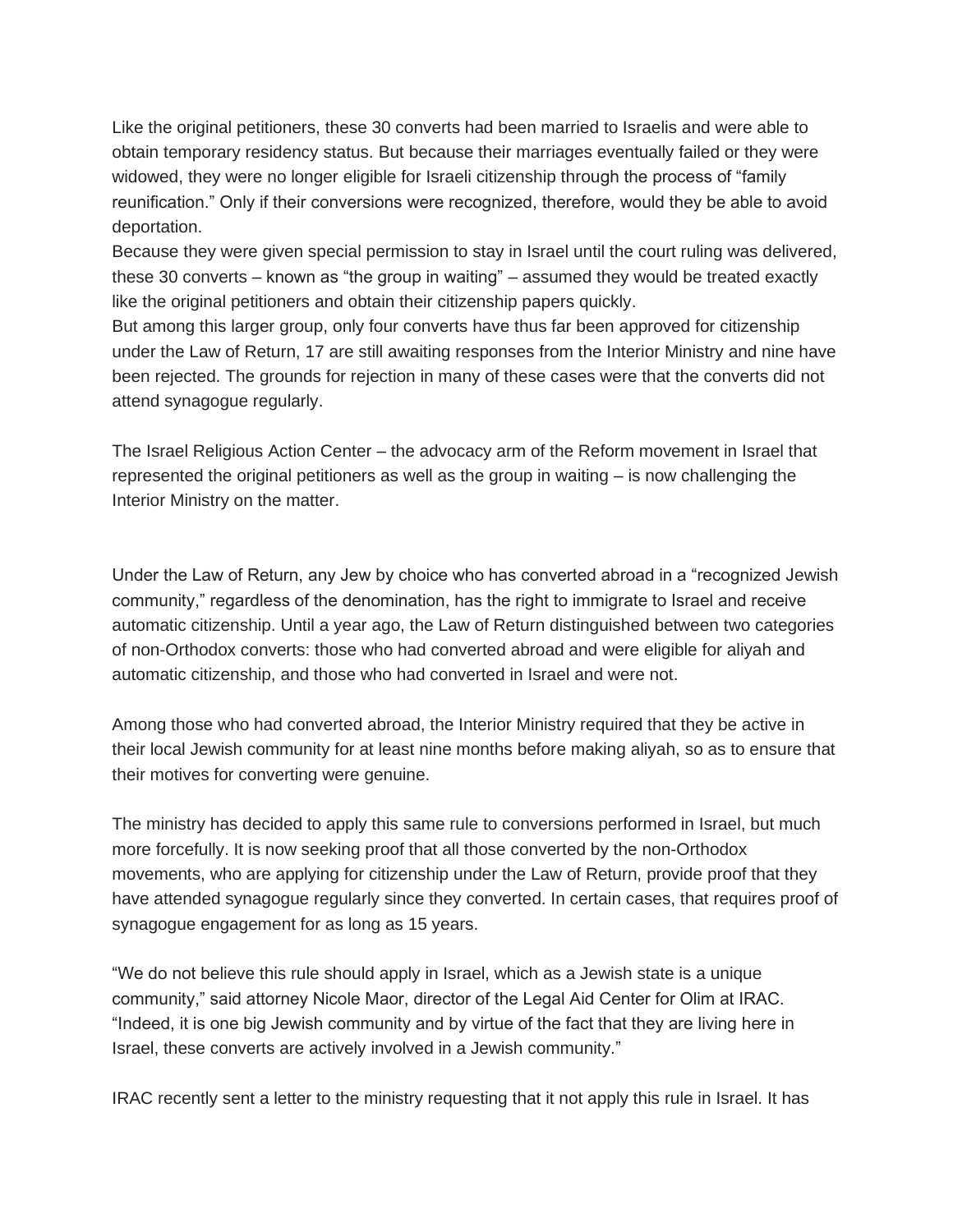Like the original petitioners, these 30 converts had been married to Israelis and were able to obtain temporary residency status. But because their marriages eventually failed or they were widowed, they were no longer eligible for Israeli citizenship through the process of "family reunification." Only if their conversions were recognized, therefore, would they be able to avoid deportation.

Because they were given special permission to stay in Israel until the court ruling was delivered, these 30 converts – known as "the group in waiting" – assumed they would be treated exactly like the original petitioners and obtain their citizenship papers quickly.

But among this larger group, only four converts have thus far been approved for citizenship under the Law of Return, 17 are still awaiting responses from the Interior Ministry and nine have been rejected. The grounds for rejection in many of these cases were that the converts did not attend synagogue regularly.

The Israel Religious Action Center – the advocacy arm of the Reform movement in Israel that represented the original petitioners as well as the group in waiting – is now challenging the Interior Ministry on the matter.

Under the Law of Return, any Jew by choice who has converted abroad in a "recognized Jewish community," regardless of the denomination, has the right to immigrate to Israel and receive automatic citizenship. Until a year ago, the Law of Return distinguished between two categories of non-Orthodox converts: those who had converted abroad and were eligible for aliyah and automatic citizenship, and those who had converted in Israel and were not.

Among those who had converted abroad, the Interior Ministry required that they be active in their local Jewish community for at least nine months before making aliyah, so as to ensure that their motives for converting were genuine.

The ministry has decided to apply this same rule to conversions performed in Israel, but much more forcefully. It is now seeking proof that all those converted by the non-Orthodox movements, who are applying for citizenship under the Law of Return, provide proof that they have attended synagogue regularly since they converted. In certain cases, that requires proof of synagogue engagement for as long as 15 years.

"We do not believe this rule should apply in Israel, which as a Jewish state is a unique community," said attorney Nicole Maor, director of the Legal Aid Center for Olim at IRAC. "Indeed, it is one big Jewish community and by virtue of the fact that they are living here in Israel, these converts are actively involved in a Jewish community."

IRAC recently sent a letter to the ministry requesting that it not apply this rule in Israel. It has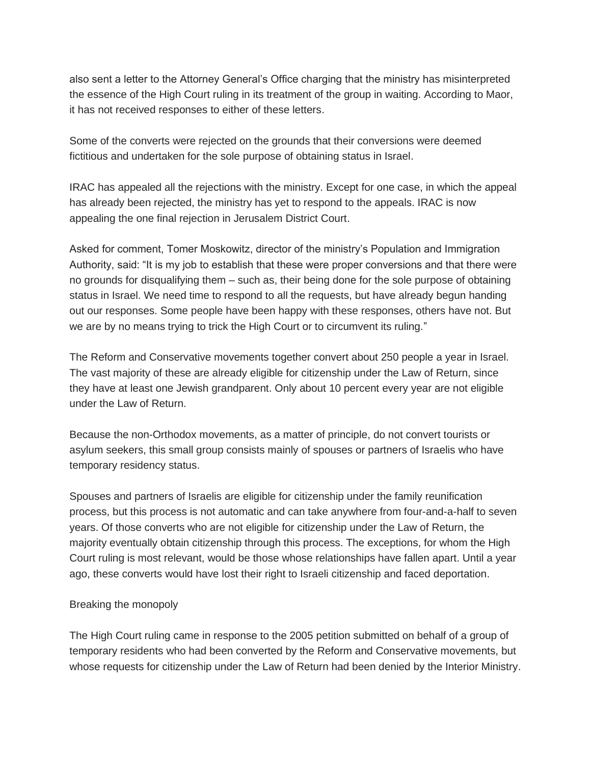also sent a letter to the Attorney General's Office charging that the ministry has misinterpreted the essence of the High Court ruling in its treatment of the group in waiting. According to Maor, it has not received responses to either of these letters.

Some of the converts were rejected on the grounds that their conversions were deemed fictitious and undertaken for the sole purpose of obtaining status in Israel.

IRAC has appealed all the rejections with the ministry. Except for one case, in which the appeal has already been rejected, the ministry has yet to respond to the appeals. IRAC is now appealing the one final rejection in Jerusalem District Court.

Asked for comment, Tomer Moskowitz, director of the ministry's Population and Immigration Authority, said: "It is my job to establish that these were proper conversions and that there were no grounds for disqualifying them – such as, their being done for the sole purpose of obtaining status in Israel. We need time to respond to all the requests, but have already begun handing out our responses. Some people have been happy with these responses, others have not. But we are by no means trying to trick the High Court or to circumvent its ruling."

The Reform and Conservative movements together convert about 250 people a year in Israel. The vast majority of these are already eligible for citizenship under the Law of Return, since they have at least one Jewish grandparent. Only about 10 percent every year are not eligible under the Law of Return.

Because the non-Orthodox movements, as a matter of principle, do not convert tourists or asylum seekers, this small group consists mainly of spouses or partners of Israelis who have temporary residency status.

Spouses and partners of Israelis are eligible for citizenship under the family reunification process, but this process is not automatic and can take anywhere from four-and-a-half to seven years. Of those converts who are not eligible for citizenship under the Law of Return, the majority eventually obtain citizenship through this process. The exceptions, for whom the High Court ruling is most relevant, would be those whose relationships have fallen apart. Until a year ago, these converts would have lost their right to Israeli citizenship and faced deportation.

## Breaking the monopoly

The High Court ruling came in response to the 2005 petition submitted on behalf of a group of temporary residents who had been converted by the Reform and Conservative movements, but whose requests for citizenship under the Law of Return had been denied by the Interior Ministry.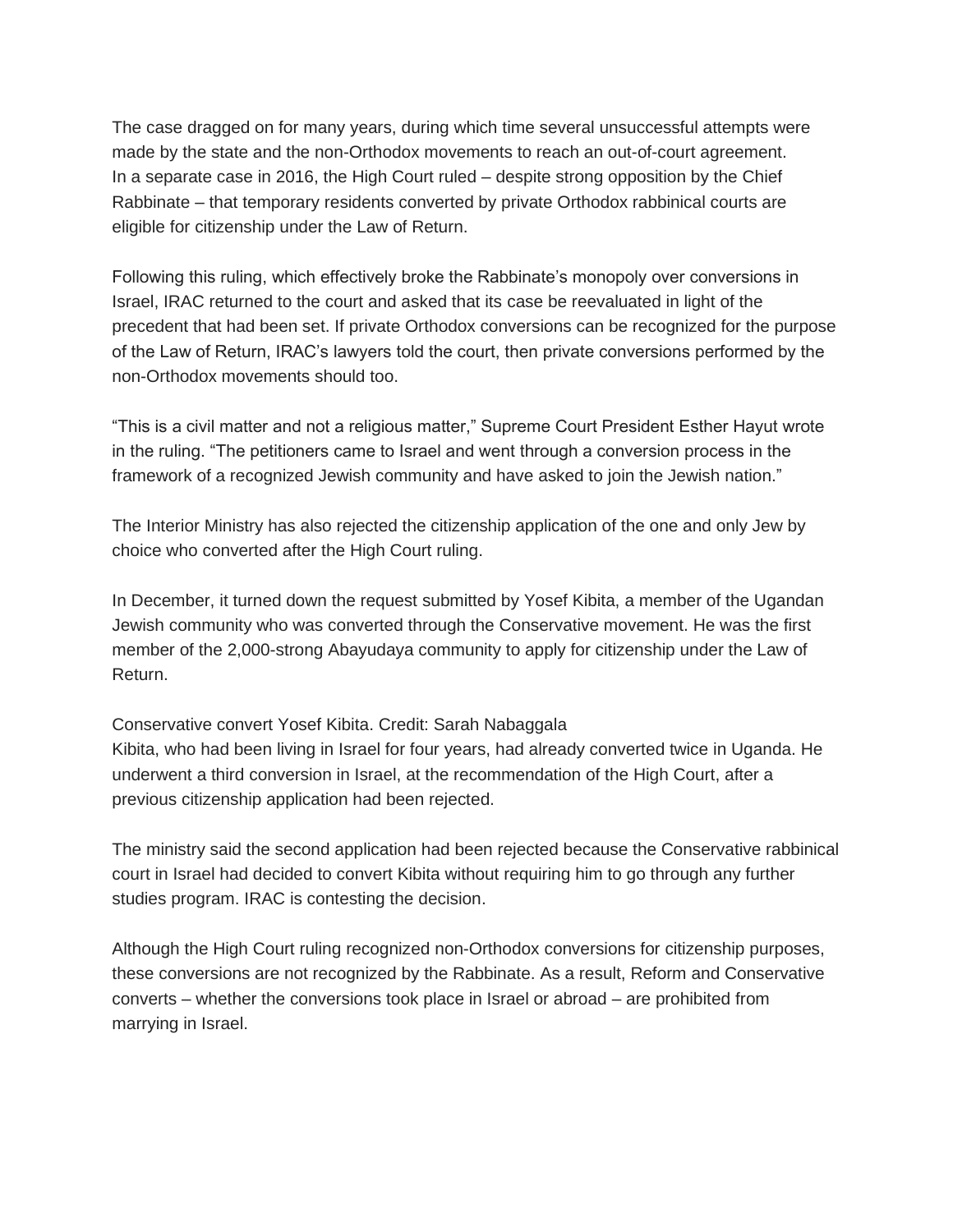The case dragged on for many years, during which time several unsuccessful attempts were made by the state and the non-Orthodox movements to reach an out-of-court agreement.
In a separate case in 2016, the High Court ruled – despite strong opposition by the Chief Rabbinate – that temporary residents converted by private Orthodox rabbinical courts are eligible for citizenship under the Law of Return.

Following this ruling, which effectively broke the Rabbinate's monopoly over conversions in Israel, IRAC returned to the court and asked that its case be reevaluated in light of the precedent that had been set. If private Orthodox conversions can be recognized for the purpose of the Law of Return, IRAC's lawyers told the court, then private conversions performed by the non-Orthodox movements should too.

"This is a civil matter and not a religious matter," Supreme Court President Esther Hayut wrote in the ruling. "The petitioners came to Israel and went through a conversion process in the framework of a recognized Jewish community and have asked to join the Jewish nation."

The Interior Ministry has also rejected the citizenship application of the one and only Jew by choice who converted after the High Court ruling.

In December, it turned down the request submitted by Yosef Kibita, a member of the Ugandan Jewish community who was converted through the Conservative movement. He was the first member of the 2,000-strong Abayudaya community to apply for citizenship under the Law of Return.

Conservative convert Yosef Kibita. Credit: Sarah Nabaggala
Kibita, who had been living in Israel for four years, had already converted twice in Uganda. He underwent a third conversion in Israel, at the recommendation of the High Court, after a previous citizenship application had been rejected.

The ministry said the second application had been rejected because the Conservative rabbinical court in Israel had decided to convert Kibita without requiring him to go through any further studies program. IRAC is contesting the decision.

Although the High Court ruling recognized non-Orthodox conversions for citizenship purposes, these conversions are not recognized by the Rabbinate. As a result, Reform and Conservative converts – whether the conversions took place in Israel or abroad – are prohibited from marrying in Israel.